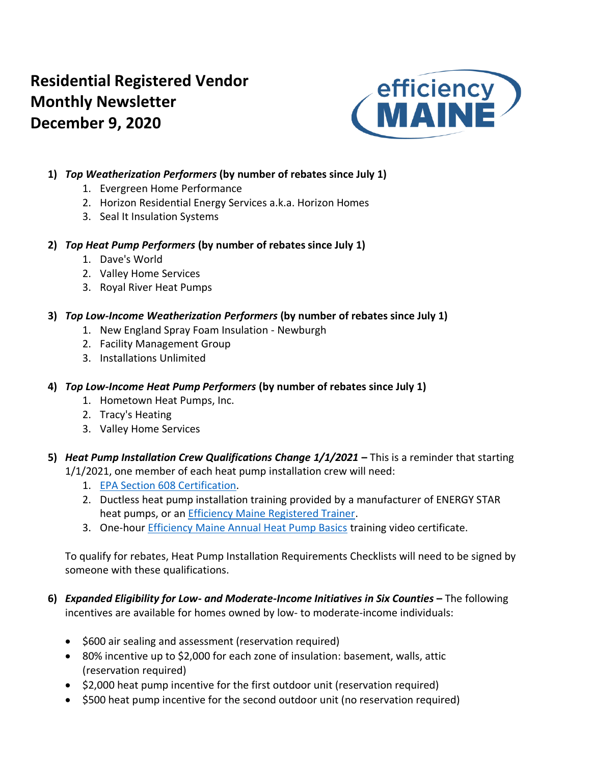# Residential Registered Vendor Monthly Newsletter December 9, 2020

efficiency MAINE

1) ***Top Weatherization Performers* (by number of rebates since July 1)**
   1. Evergreen Home Performance
   2. Horizon Residential Energy Services a.k.a. Horizon Homes
   3. Seal It Insulation Systems

2) ***Top Heat Pump Performers* (by number of rebates since July 1)**
   1. Dave's World
   2. Valley Home Services
   3. Royal River Heat Pumps

3) ***Top Low-Income Weatherization Performers* (by number of rebates since July 1)**
   1. New England Spray Foam Insulation - Newburgh
   2. Facility Management Group
   3. Installations Unlimited

4) ***Top Low-Income Heat Pump Performers* (by number of rebates since July 1)**
   1. Hometown Heat Pumps, Inc.
   2. Tracy's Heating
   3. Valley Home Services

5) ***Heat Pump Installation Crew Qualifications Change 1/1/2021* –** This is a reminder that starting 1/1/2021, one member of each heat pump installation crew will need:
   1. EPA Section 608 Certification.
   2. Ductless heat pump installation training provided by a manufacturer of ENERGY STAR heat pumps, or an Efficiency Maine Registered Trainer.
   3. One-hour Efficiency Maine Annual Heat Pump Basics training video certificate.

   To qualify for rebates, Heat Pump Installation Requirements Checklists will need to be signed by someone with these qualifications.

6) ***Expanded Eligibility for Low- and Moderate-Income Initiatives in Six Counties* –** The following incentives are available for homes owned by low- to moderate-income individuals:

   - $600 air sealing and assessment (reservation required)
   - 80% incentive up to $2,000 for each zone of insulation: basement, walls, attic (reservation required)
   - $2,000 heat pump incentive for the first outdoor unit (reservation required)
   - $500 heat pump incentive for the second outdoor unit (no reservation required)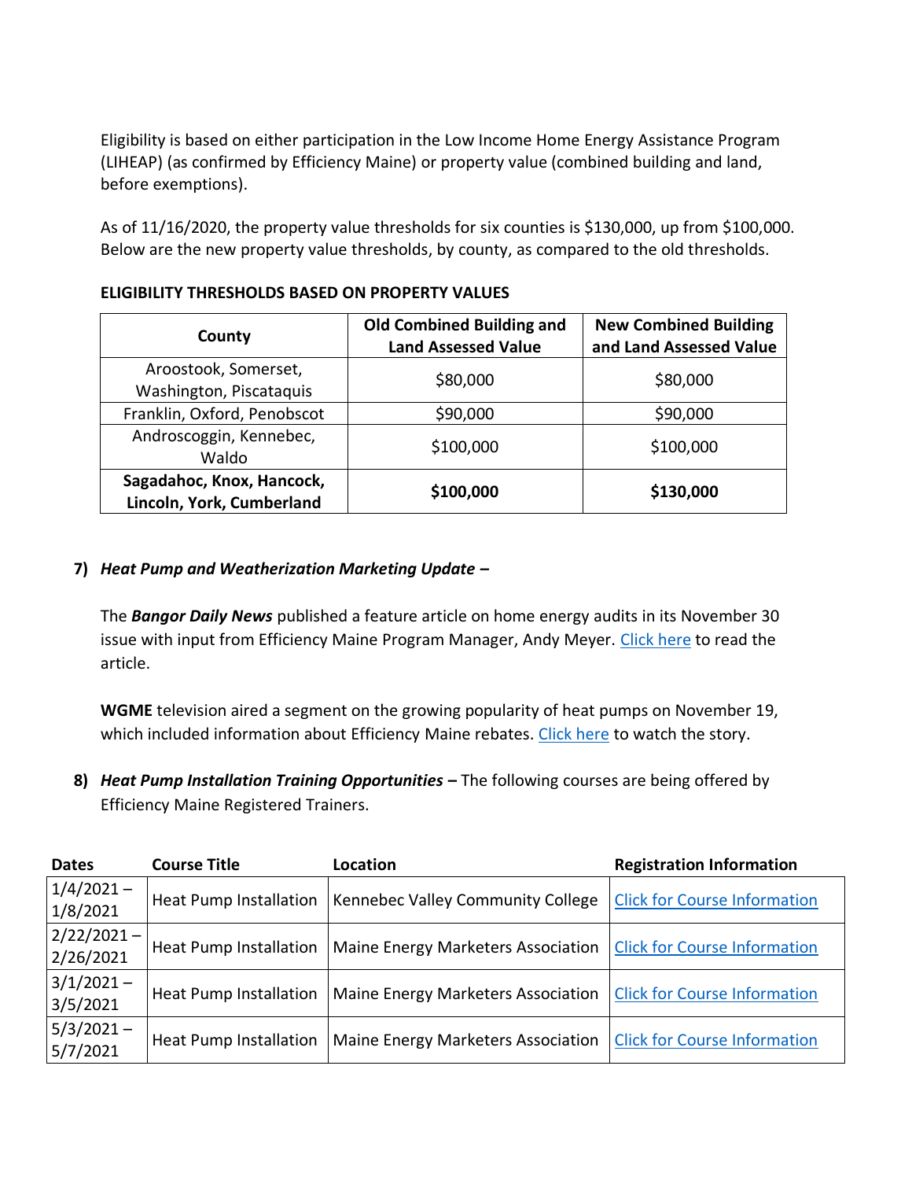Eligibility is based on either participation in the Low Income Home Energy Assistance Program (LIHEAP) (as confirmed by Efficiency Maine) or property value (combined building and land, before exemptions).

As of 11/16/2020, the property value thresholds for six counties is $130,000, up from $100,000. Below are the new property value thresholds, by county, as compared to the old thresholds.

**ELIGIBILITY THRESHOLDS BASED ON PROPERTY VALUES**

| County | Old Combined Building and Land Assessed Value | New Combined Building and Land Assessed Value |
|---|---|---|
| Aroostook, Somerset, Washington, Piscataquis | $80,000 | $80,000 |
| Franklin, Oxford, Penobscot | $90,000 | $90,000 |
| Androscoggin, Kennebec, Waldo | $100,000 | $100,000 |
| **Sagadahoc, Knox, Hancock, Lincoln, York, Cumberland** | **$100,000** | **$130,000** |

7) ***Heat Pump and Weatherization Marketing Update –***

The ***Bangor Daily News*** published a feature article on home energy audits in its November 30 issue with input from Efficiency Maine Program Manager, Andy Meyer. Click here to read the article.

**WGME** television aired a segment on the growing popularity of heat pumps on November 19, which included information about Efficiency Maine rebates. Click here to watch the story.

8) ***Heat Pump Installation Training Opportunities* –** The following courses are being offered by Efficiency Maine Registered Trainers.

| Dates | Course Title | Location | Registration Information |
|---|---|---|---|
| 1/4/2021 – 1/8/2021 | Heat Pump Installation | Kennebec Valley Community College | Click for Course Information |
| 2/22/2021 – 2/26/2021 | Heat Pump Installation | Maine Energy Marketers Association | Click for Course Information |
| 3/1/2021 – 3/5/2021 | Heat Pump Installation | Maine Energy Marketers Association | Click for Course Information |
| 5/3/2021 – 5/7/2021 | Heat Pump Installation | Maine Energy Marketers Association | Click for Course Information |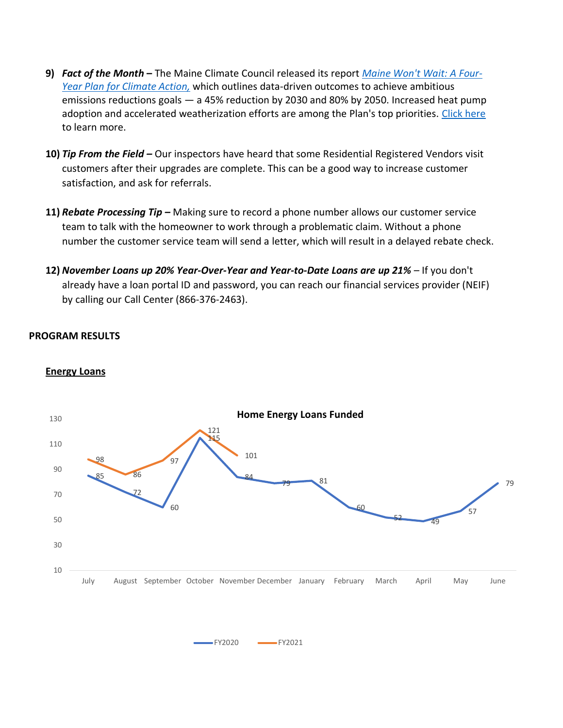9) ***Fact of the Month –*** The Maine Climate Council released its report *[Maine Won't Wait: A Four-Year Plan for Climate Action,]()* which outlines data-driven outcomes to achieve ambitious emissions reductions goals — a 45% reduction by 2030 and 80% by 2050. Increased heat pump adoption and accelerated weatherization efforts are among the Plan's top priorities. [Click here]() to learn more.

10) ***Tip From the Field –*** Our inspectors have heard that some Residential Registered Vendors visit customers after their upgrades are complete. This can be a good way to increase customer satisfaction, and ask for referrals.

11) ***Rebate Processing Tip –*** Making sure to record a phone number allows our customer service team to talk with the homeowner to work through a problematic claim. Without a phone number the customer service team will send a letter, which will result in a delayed rebate check.

12) ***November Loans up 20% Year-Over-Year and Year-to-Date Loans are up 21%*** – If you don't already have a loan portal ID and password, you can reach our financial services provider (NEIF) by calling our Call Center (866-376-2463).

**PROGRAM RESULTS**

**<u>Energy Loans</u>**

**Home Energy Loans Funded**

| Month | FY2020 | FY2021 |
|---|---|---|
| July | 85 | 98 |
| August | 72 | 86 |
| September | 60 | 97 |
| October | 115 | 121 |
| November | 84 | 101 |
| December | 79 | |
| January | 81 | |
| February | 60 | |
| March | 52 | |
| April | 49 | |
| May | 57 | |
| June | 79 | |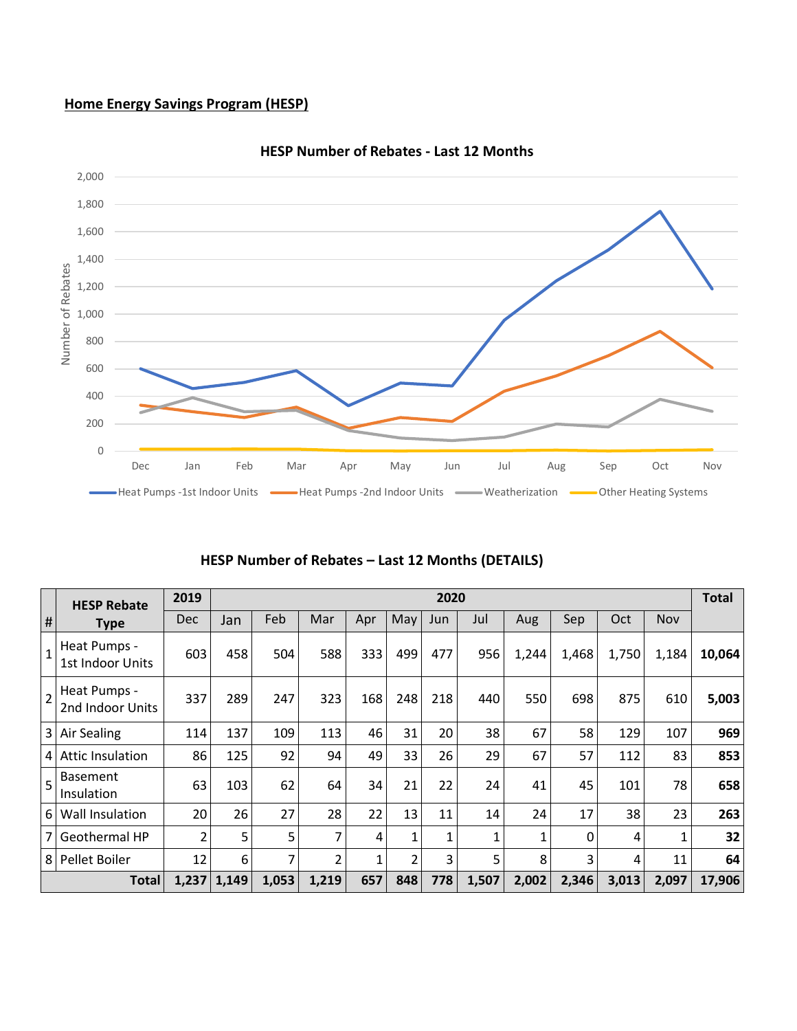**Home Energy Savings Program (HESP)**

HESP Number of Rebates - Last 12 Months

Number of Rebates

Dec Jan Feb Mar Apr May Jun Jul Aug Sep Oct Nov

Heat Pumps -1st Indoor Units | Heat Pumps -2nd Indoor Units | Weatherization | Other Heating Systems

**HESP Number of Rebates – Last 12 Months (DETAILS)**

| # | HESP Rebate Type | 2019 | 2020 | | | | | | | | | | | Total |
|---|---|---|---|---|---|---|---|---|---|---|---|---|---|---|
| | | Dec | Jan | Feb | Mar | Apr | May | Jun | Jul | Aug | Sep | Oct | Nov | |
| 1 | Heat Pumps - 1st Indoor Units | 603 | 458 | 504 | 588 | 333 | 499 | 477 | 956 | 1,244 | 1,468 | 1,750 | 1,184 | **10,064** |
| 2 | Heat Pumps - 2nd Indoor Units | 337 | 289 | 247 | 323 | 168 | 248 | 218 | 440 | 550 | 698 | 875 | 610 | **5,003** |
| 3 | Air Sealing | 114 | 137 | 109 | 113 | 46 | 31 | 20 | 38 | 67 | 58 | 129 | 107 | **969** |
| 4 | Attic Insulation | 86 | 125 | 92 | 94 | 49 | 33 | 26 | 29 | 67 | 57 | 112 | 83 | **853** |
| 5 | Basement Insulation | 63 | 103 | 62 | 64 | 34 | 21 | 22 | 24 | 41 | 45 | 101 | 78 | **658** |
| 6 | Wall Insulation | 20 | 26 | 27 | 28 | 22 | 13 | 11 | 14 | 24 | 17 | 38 | 23 | **263** |
| 7 | Geothermal HP | 2 | 5 | 5 | 7 | 4 | 1 | 1 | 1 | 1 | 0 | 4 | 1 | **32** |
| 8 | Pellet Boiler | 12 | 6 | 7 | 2 | 1 | 2 | 3 | 5 | 8 | 3 | 4 | 11 | **64** |
| | **Total** | **1,237** | **1,149** | **1,053** | **1,219** | **657** | **848** | **778** | **1,507** | **2,002** | **2,346** | **3,013** | **2,097** | **17,906** |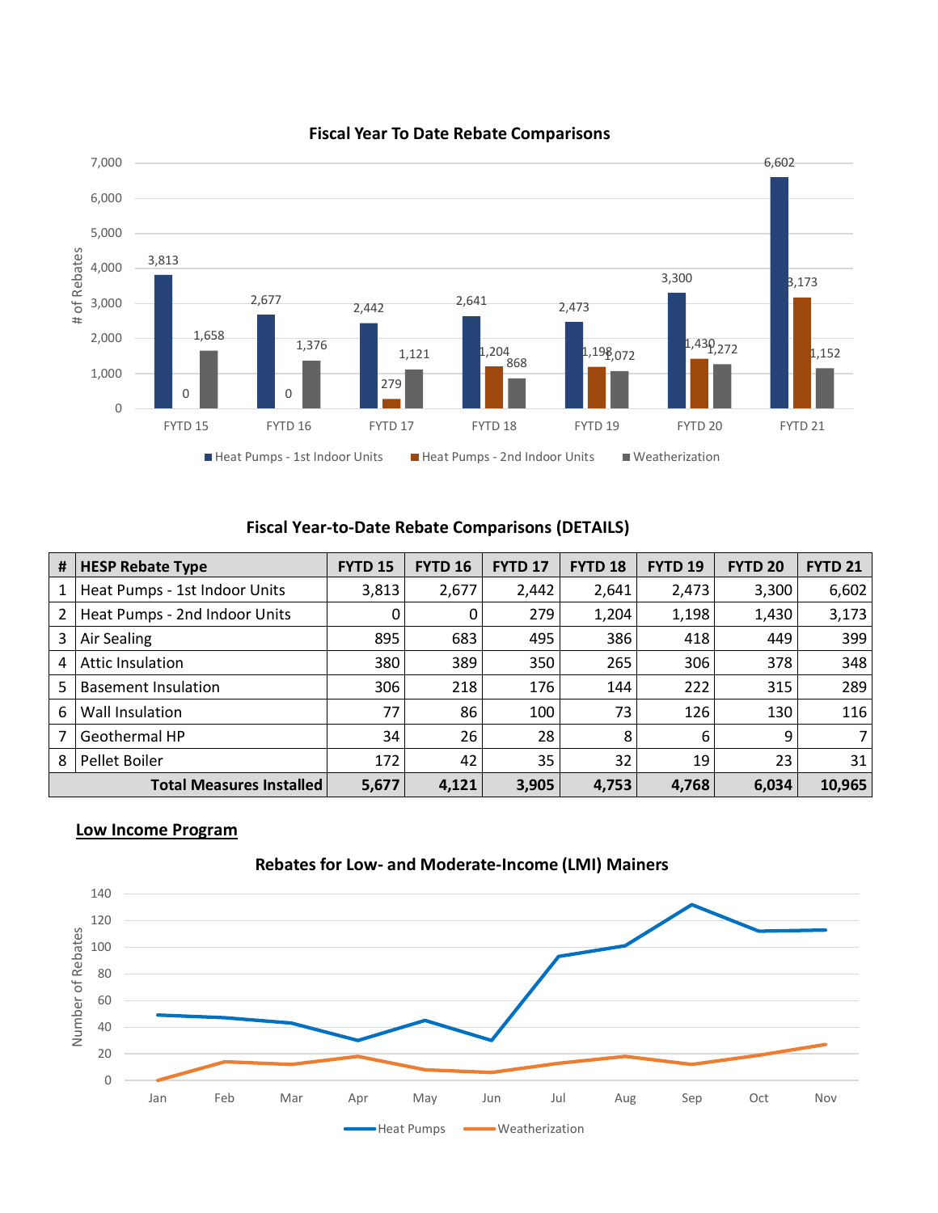## Fiscal Year To Date Rebate Comparisons

| | FYTD 15 | FYTD 16 | FYTD 17 | FYTD 18 | FYTD 19 | FYTD 20 | FYTD 21 |
|---|---|---|---|---|---|---|---|
| Heat Pumps - 1st Indoor Units | 3,813 | 2,677 | 2,442 | 2,641 | 2,473 | 3,300 | 6,602 |
| Heat Pumps - 2nd Indoor Units | 0 | 0 | 279 | 1,204 | 1,198 | 1,430 | 3,173 |
| Weatherization | 1,658 | 1,376 | 1,121 | 868 | 1,072 | 1,272 | 1,152 |

### Fiscal Year-to-Date Rebate Comparisons (DETAILS)

| # | HESP Rebate Type | FYTD 15 | FYTD 16 | FYTD 17 | FYTD 18 | FYTD 19 | FYTD 20 | FYTD 21 |
|---|---|---|---|---|---|---|---|---|
| 1 | Heat Pumps - 1st Indoor Units | 3,813 | 2,677 | 2,442 | 2,641 | 2,473 | 3,300 | 6,602 |
| 2 | Heat Pumps - 2nd Indoor Units | 0 | 0 | 279 | 1,204 | 1,198 | 1,430 | 3,173 |
| 3 | Air Sealing | 895 | 683 | 495 | 386 | 418 | 449 | 399 |
| 4 | Attic Insulation | 380 | 389 | 350 | 265 | 306 | 378 | 348 |
| 5 | Basement Insulation | 306 | 218 | 176 | 144 | 222 | 315 | 289 |
| 6 | Wall Insulation | 77 | 86 | 100 | 73 | 126 | 130 | 116 |
| 7 | Geothermal HP | 34 | 26 | 28 | 8 | 6 | 9 | 7 |
| 8 | Pellet Boiler | 172 | 42 | 35 | 32 | 19 | 23 | 31 |
| | **Total Measures Installed** | **5,677** | **4,121** | **3,905** | **4,753** | **4,768** | **6,034** | **10,965** |

## Low Income Program

### Rebates for Low- and Moderate-Income (LMI) Mainers

| | Jan | Feb | Mar | Apr | May | Jun | Jul | Aug | Sep | Oct | Nov |
|---|---|---|---|---|---|---|---|---|---|---|---|
| Heat Pumps | 49 | 47 | 43 | 30 | 45 | 30 | 93 | 101 | 132 | 112 | 113 |
| Weatherization | 0 | 14 | 12 | 18 | 8 | 6 | 13 | 18 | 12 | 19 | 27 |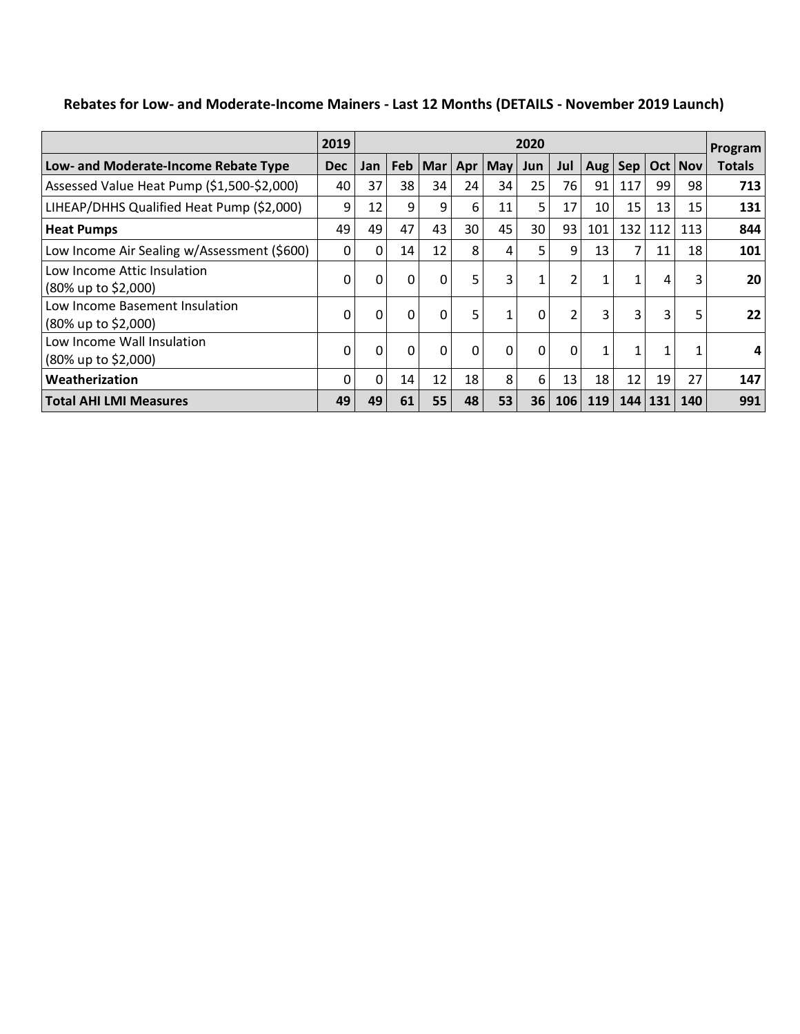**Rebates for Low- and Moderate-Income Mainers - Last 12 Months (DETAILS - November 2019 Launch)**

| | 2019 | 2020 | | | | | | | | | | | Program |
|---|---|---|---|---|---|---|---|---|---|---|---|---|---|
| **Low- and Moderate-Income Rebate Type** | **Dec** | **Jan** | **Feb** | **Mar** | **Apr** | **May** | **Jun** | **Jul** | **Aug** | **Sep** | **Oct** | **Nov** | **Totals** |
| Assessed Value Heat Pump ($1,500-$2,000) | 40 | 37 | 38 | 34 | 24 | 34 | 25 | 76 | 91 | 117 | 99 | 98 | **713** |
| LIHEAP/DHHS Qualified Heat Pump ($2,000) | 9 | 12 | 9 | 9 | 6 | 11 | 5 | 17 | 10 | 15 | 13 | 15 | **131** |
| **Heat Pumps** | 49 | 49 | 47 | 43 | 30 | 45 | 30 | 93 | 101 | 132 | 112 | 113 | **844** |
| Low Income Air Sealing w/Assessment ($600) | 0 | 0 | 14 | 12 | 8 | 4 | 5 | 9 | 13 | 7 | 11 | 18 | **101** |
| Low Income Attic Insulation (80% up to $2,000) | 0 | 0 | 0 | 0 | 5 | 3 | 1 | 2 | 1 | 1 | 4 | 3 | **20** |
| Low Income Basement Insulation (80% up to $2,000) | 0 | 0 | 0 | 0 | 5 | 1 | 0 | 2 | 3 | 3 | 3 | 5 | **22** |
| Low Income Wall Insulation (80% up to $2,000) | 0 | 0 | 0 | 0 | 0 | 0 | 0 | 0 | 1 | 1 | 1 | 1 | **4** |
| **Weatherization** | 0 | 0 | 14 | 12 | 18 | 8 | 6 | 13 | 18 | 12 | 19 | 27 | **147** |
| **Total AHI LMI Measures** | **49** | **49** | **61** | **55** | **48** | **53** | **36** | **106** | **119** | **144** | **131** | **140** | **991** |